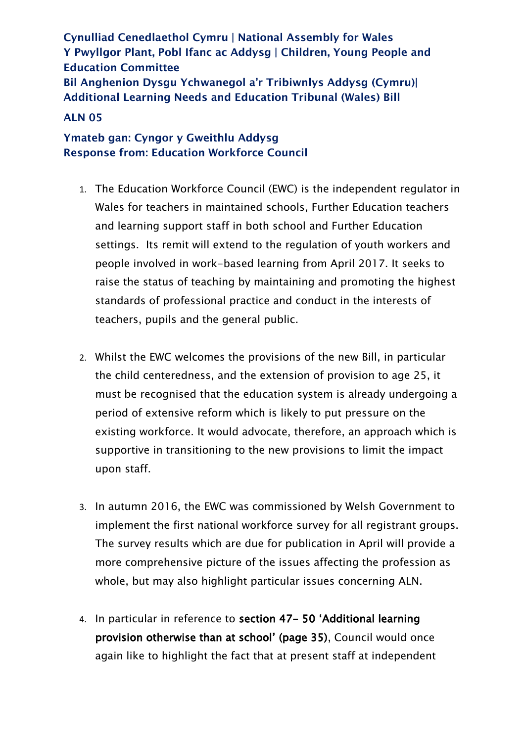**Cynulliad Cenedlaethol Cymru | National Assembly for Wales**
**Y Pwyllgor Plant, Pobl Ifanc ac Addysg | Children, Young People and Education Committee**
**Bil Anghenion Dysgu Ychwanegol a'r Tribiwnlys Addysg (Cymru)| Additional Learning Needs and Education Tribunal (Wales) Bill**

**ALN 05**

**Ymateb gan: Cyngor y Gweithlu Addysg**
**Response from: Education Workforce Council**

1. The Education Workforce Council (EWC) is the independent regulator in Wales for teachers in maintained schools, Further Education teachers and learning support staff in both school and Further Education settings. Its remit will extend to the regulation of youth workers and people involved in work-based learning from April 2017. It seeks to raise the status of teaching by maintaining and promoting the highest standards of professional practice and conduct in the interests of teachers, pupils and the general public.

2. Whilst the EWC welcomes the provisions of the new Bill, in particular the child centeredness, and the extension of provision to age 25, it must be recognised that the education system is already undergoing a period of extensive reform which is likely to put pressure on the existing workforce. It would advocate, therefore, an approach which is supportive in transitioning to the new provisions to limit the impact upon staff.

3. In autumn 2016, the EWC was commissioned by Welsh Government to implement the first national workforce survey for all registrant groups. The survey results which are due for publication in April will provide a more comprehensive picture of the issues affecting the profession as whole, but may also highlight particular issues concerning ALN.

4. In particular in reference to **section 47- 50 'Additional learning provision otherwise than at school' (page 35)**, Council would once again like to highlight the fact that at present staff at independent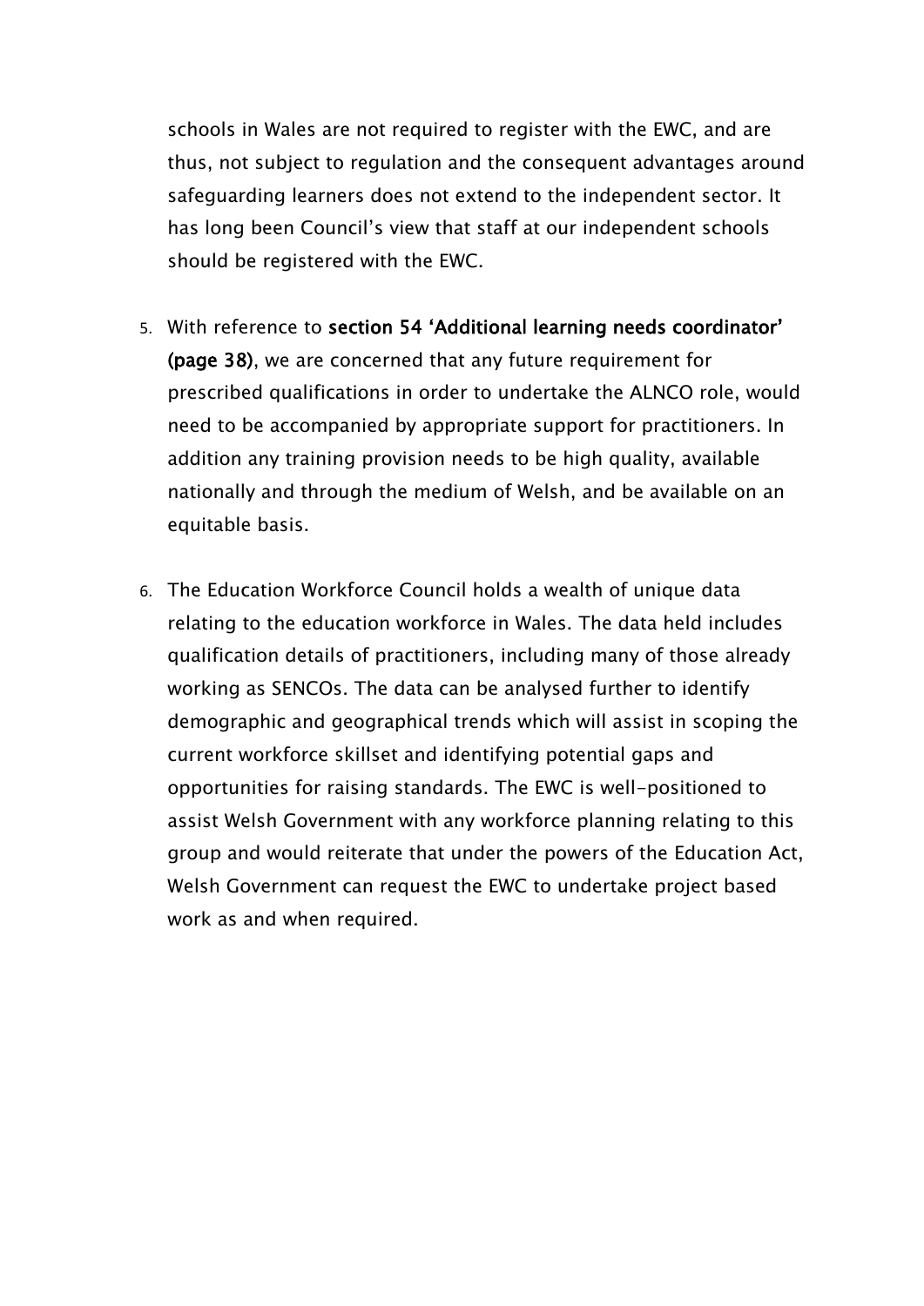schools in Wales are not required to register with the EWC, and are thus, not subject to regulation and the consequent advantages around safeguarding learners does not extend to the independent sector. It has long been Council's view that staff at our independent schools should be registered with the EWC.

5. With reference to **section 54 'Additional learning needs coordinator' (page 38)**, we are concerned that any future requirement for prescribed qualifications in order to undertake the ALNCO role, would need to be accompanied by appropriate support for practitioners. In addition any training provision needs to be high quality, available nationally and through the medium of Welsh, and be available on an equitable basis.

6. The Education Workforce Council holds a wealth of unique data relating to the education workforce in Wales. The data held includes qualification details of practitioners, including many of those already working as SENCOs. The data can be analysed further to identify demographic and geographical trends which will assist in scoping the current workforce skillset and identifying potential gaps and opportunities for raising standards. The EWC is well-positioned to assist Welsh Government with any workforce planning relating to this group and would reiterate that under the powers of the Education Act, Welsh Government can request the EWC to undertake project based work as and when required.